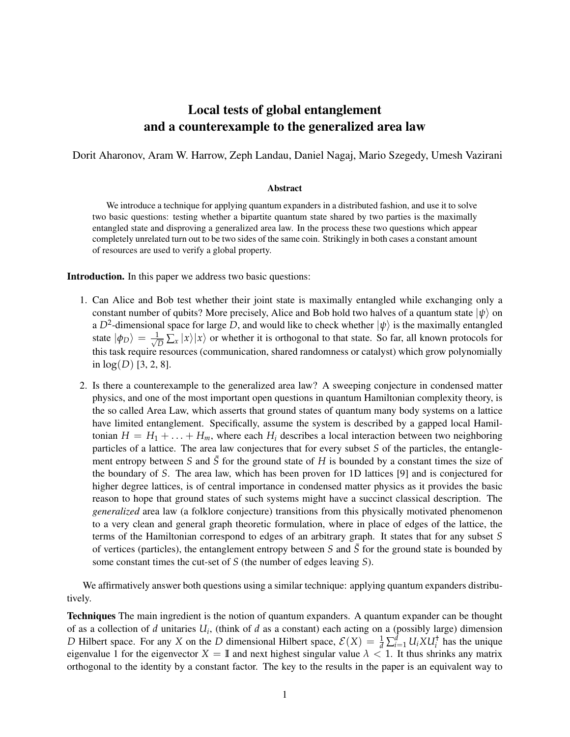# Local tests of global entanglement and a counterexample to the generalized area law

Dorit Aharonov, Aram W. Harrow, Zeph Landau, Daniel Nagaj, Mario Szegedy, Umesh Vazirani

### Abstract

We introduce a technique for applying quantum expanders in a distributed fashion, and use it to solve two basic questions: testing whether a bipartite quantum state shared by two parties is the maximally entangled state and disproving a generalized area law. In the process these two questions which appear completely unrelated turn out to be two sides of the same coin. Strikingly in both cases a constant amount of resources are used to verify a global property.

**Introduction.** In this paper we address two basic questions:

1. Can Alice and Bob test whether their joint state is maximally entangled while exchanging only a constant number of qubits? More precisely, Alice and Bob hold two halves of a quantum state $|\psi\rangle$ on a $D^2$-dimensional space for large $D$, and would like to check whether $|\psi\rangle$ is the maximally entangled state $|\phi_D\rangle = \frac{1}{\sqrt{D}} \sum_x |x\rangle|x\rangle$ or whether it is orthogonal to that state. So far, all known protocols for this task require resources (communication, shared randomness or catalyst) which grow polynomially in $\log(D)$ [3, 2, 8].

2. Is there a counterexample to the generalized area law? A sweeping conjecture in condensed matter physics, and one of the most important open questions in quantum Hamiltonian complexity theory, is the so called Area Law, which asserts that ground states of quantum many body systems on a lattice have limited entanglement. Specifically, assume the system is described by a gapped local Hamiltonian $H = H_1 + \ldots + H_m$, where each $H_i$ describes a local interaction between two neighboring particles of a lattice. The area law conjectures that for every subset $S$ of the particles, the entanglement entropy between $S$ and $\bar{S}$ for the ground state of $H$ is bounded by a constant times the size of the boundary of $S$. The area law, which has been proven for 1D lattices [9] and is conjectured for higher degree lattices, is of central importance in condensed matter physics as it provides the basic reason to hope that ground states of such systems might have a succinct classical description. The *generalized* area law (a folklore conjecture) transitions from this physically motivated phenomenon to a very clean and general graph theoretic formulation, where in place of edges of the lattice, the terms of the Hamiltonian correspond to edges of an arbitrary graph. It states that for any subset $S$ of vertices (particles), the entanglement entropy between $S$ and $\bar{S}$ for the ground state is bounded by some constant times the cut-set of $S$ (the number of edges leaving $S$).

We affirmatively answer both questions using a similar technique: applying quantum expanders distributively.

**Techniques** The main ingredient is the notion of quantum expanders. A quantum expander can be thought of as a collection of $d$ unitaries $U_i$, (think of $d$ as a constant) each acting on a (possibly large) dimension $D$ Hilbert space. For any $X$ on the $D$ dimensional Hilbert space, $\mathcal{E}(X) = \frac{1}{d}\sum_{i=1}^{d} U_i X U_i^\dagger$ has the unique eigenvalue 1 for the eigenvector $X = \mathbb{I}$ and next highest singular value $\lambda < 1$. It thus shrinks any matrix orthogonal to the identity by a constant factor. The key to the results in the paper is an equivalent way to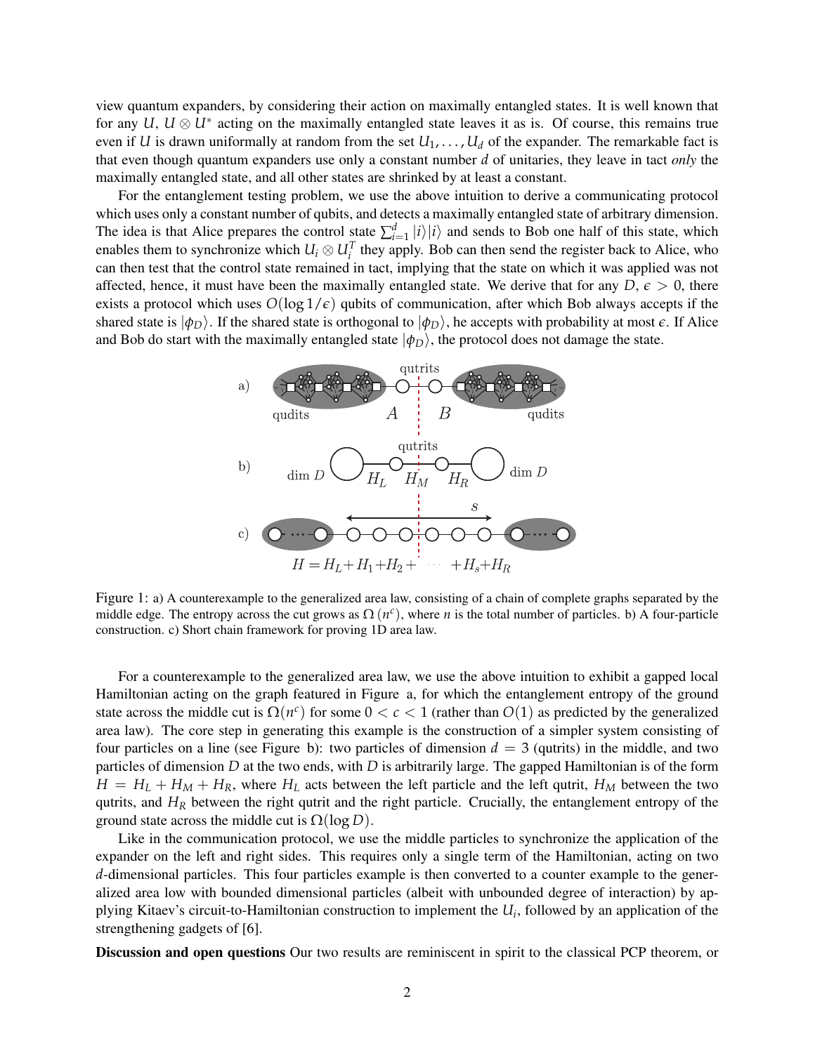view quantum expanders, by considering their action on maximally entangled states. It is well known that for any $U$, $U \otimes U^*$ acting on the maximally entangled state leaves it as is. Of course, this remains true even if $U$ is drawn uniformally at random from the set $U_1, \ldots, U_d$ of the expander. The remarkable fact is that even though quantum expanders use only a constant number $d$ of unitaries, they leave in tact *only* the maximally entangled state, and all other states are shrinked by at least a constant.

For the entanglement testing problem, we use the above intuition to derive a communicating protocol which uses only a constant number of qubits, and detects a maximally entangled state of arbitrary dimension. The idea is that Alice prepares the control state $\sum_{i=1}^{d} |i\rangle|i\rangle$ and sends to Bob one half of this state, which enables them to synchronize which $U_i \otimes U_i^T$ they apply. Bob can then send the register back to Alice, who can then test that the control state remained in tact, implying that the state on which it was applied was not affected, hence, it must have been the maximally entangled state. We derive that for any $D$, $\epsilon > 0$, there exists a protocol which uses $O(\log 1/\epsilon)$ qubits of communication, after which Bob always accepts if the shared state is $|\phi_D\rangle$. If the shared state is orthogonal to $|\phi_D\rangle$, he accepts with probability at most $\epsilon$. If Alice and Bob do start with the maximally entangled state $|\phi_D\rangle$, the protocol does not damage the state.

Figure 1: a) A counterexample to the generalized area law, consisting of a chain of complete graphs separated by the middle edge. The entropy across the cut grows as $\Omega(n^c)$, where $n$ is the total number of particles. b) A four-particle construction. c) Short chain framework for proving 1D area law.

For a counterexample to the generalized area law, we use the above intuition to exhibit a gapped local Hamiltonian acting on the graph featured in Figure a, for which the entanglement entropy of the ground state across the middle cut is $\Omega(n^c)$ for some $0 < c < 1$ (rather than $O(1)$ as predicted by the generalized area law). The core step in generating this example is the construction of a simpler system consisting of four particles on a line (see Figure b): two particles of dimension $d = 3$ (qutrits) in the middle, and two particles of dimension $D$ at the two ends, with $D$ is arbitrarily large. The gapped Hamiltonian is of the form $H = H_L + H_M + H_R$, where $H_L$ acts between the left particle and the left qutrit, $H_M$ between the two qutrits, and $H_R$ between the right qutrit and the right particle. Crucially, the entanglement entropy of the ground state across the middle cut is $\Omega(\log D)$.

Like in the communication protocol, we use the middle particles to synchronize the application of the expander on the left and right sides. This requires only a single term of the Hamiltonian, acting on two $d$-dimensional particles. This four particles example is then converted to a counter example to the generalized area low with bounded dimensional particles (albeit with unbounded degree of interaction) by applying Kitaev's circuit-to-Hamiltonian construction to implement the $U_i$, followed by an application of the strengthening gadgets of [6].

**Discussion and open questions** Our two results are reminiscent in spirit to the classical PCP theorem, or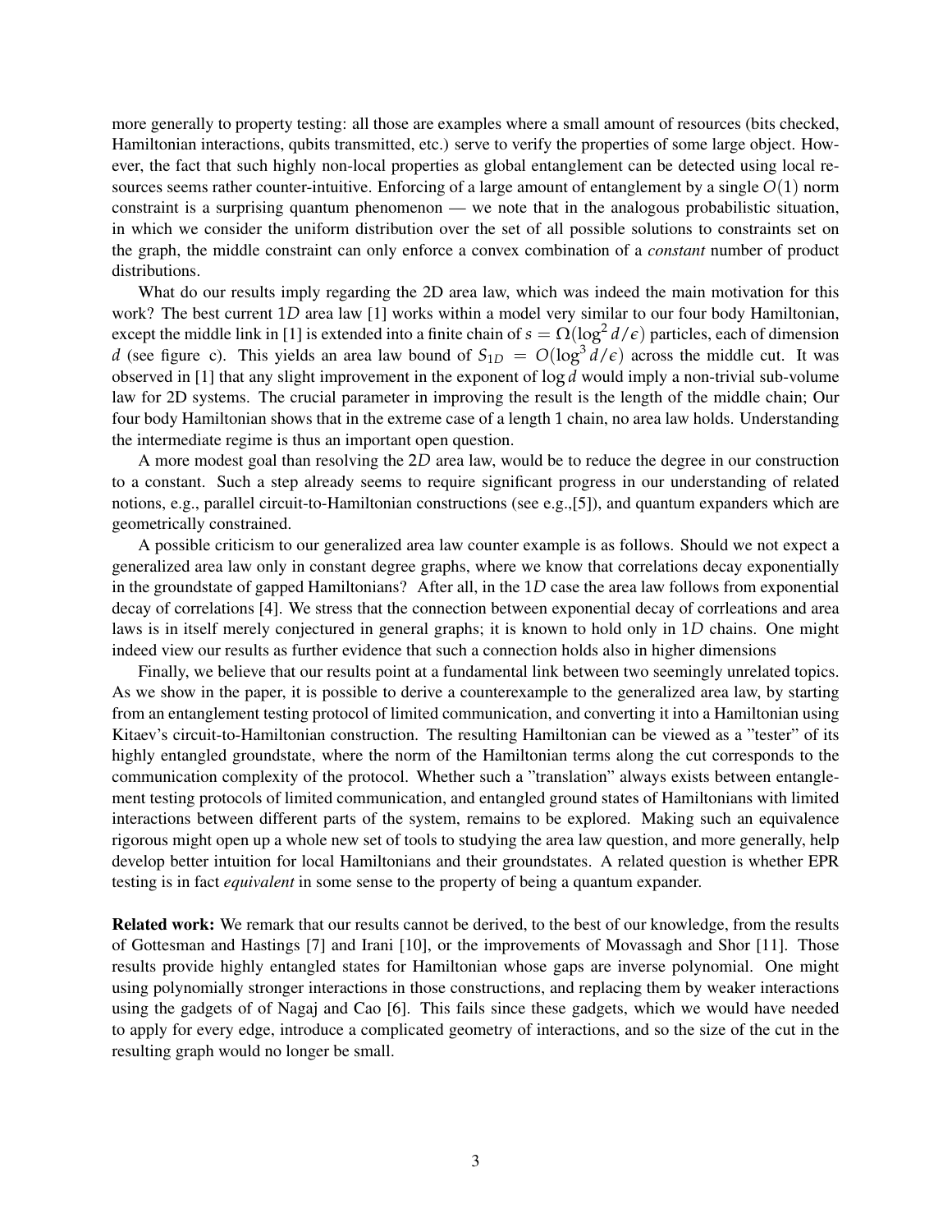more generally to property testing: all those are examples where a small amount of resources (bits checked, Hamiltonian interactions, qubits transmitted, etc.) serve to verify the properties of some large object. However, the fact that such highly non-local properties as global entanglement can be detected using local resources seems rather counter-intuitive. Enforcing of a large amount of entanglement by a single $O(1)$ norm constraint is a surprising quantum phenomenon — we note that in the analogous probabilistic situation, in which we consider the uniform distribution over the set of all possible solutions to constraints set on the graph, the middle constraint can only enforce a convex combination of a *constant* number of product distributions.

What do our results imply regarding the 2D area law, which was indeed the main motivation for this work? The best current $1D$ area law [1] works within a model very similar to our four body Hamiltonian, except the middle link in [1] is extended into a finite chain of $s = \Omega(\log^2 d/\epsilon)$ particles, each of dimension $d$ (see figure c). This yields an area law bound of $S_{1D} = O(\log^3 d/\epsilon)$ across the middle cut. It was observed in [1] that any slight improvement in the exponent of $\log d$ would imply a non-trivial sub-volume law for 2D systems. The crucial parameter in improving the result is the length of the middle chain; Our four body Hamiltonian shows that in the extreme case of a length 1 chain, no area law holds. Understanding the intermediate regime is thus an important open question.

A more modest goal than resolving the $2D$ area law, would be to reduce the degree in our construction to a constant. Such a step already seems to require significant progress in our understanding of related notions, e.g., parallel circuit-to-Hamiltonian constructions (see e.g.,[5]), and quantum expanders which are geometrically constrained.

A possible criticism to our generalized area law counter example is as follows. Should we not expect a generalized area law only in constant degree graphs, where we know that correlations decay exponentially in the groundstate of gapped Hamiltonians? After all, in the $1D$ case the area law follows from exponential decay of correlations [4]. We stress that the connection between exponential decay of corrleations and area laws is in itself merely conjectured in general graphs; it is known to hold only in $1D$ chains. One might indeed view our results as further evidence that such a connection holds also in higher dimensions

Finally, we believe that our results point at a fundamental link between two seemingly unrelated topics. As we show in the paper, it is possible to derive a counterexample to the generalized area law, by starting from an entanglement testing protocol of limited communication, and converting it into a Hamiltonian using Kitaev's circuit-to-Hamiltonian construction. The resulting Hamiltonian can be viewed as a "tester" of its highly entangled groundstate, where the norm of the Hamiltonian terms along the cut corresponds to the communication complexity of the protocol. Whether such a "translation" always exists between entanglement testing protocols of limited communication, and entangled ground states of Hamiltonians with limited interactions between different parts of the system, remains to be explored. Making such an equivalence rigorous might open up a whole new set of tools to studying the area law question, and more generally, help develop better intuition for local Hamiltonians and their groundstates. A related question is whether EPR testing is in fact *equivalent* in some sense to the property of being a quantum expander.

**Related work:** We remark that our results cannot be derived, to the best of our knowledge, from the results of Gottesman and Hastings [7] and Irani [10], or the improvements of Movassagh and Shor [11]. Those results provide highly entangled states for Hamiltonian whose gaps are inverse polynomial. One might using polynomially stronger interactions in those constructions, and replacing them by weaker interactions using the gadgets of of Nagaj and Cao [6]. This fails since these gadgets, which we would have needed to apply for every edge, introduce a complicated geometry of interactions, and so the size of the cut in the resulting graph would no longer be small.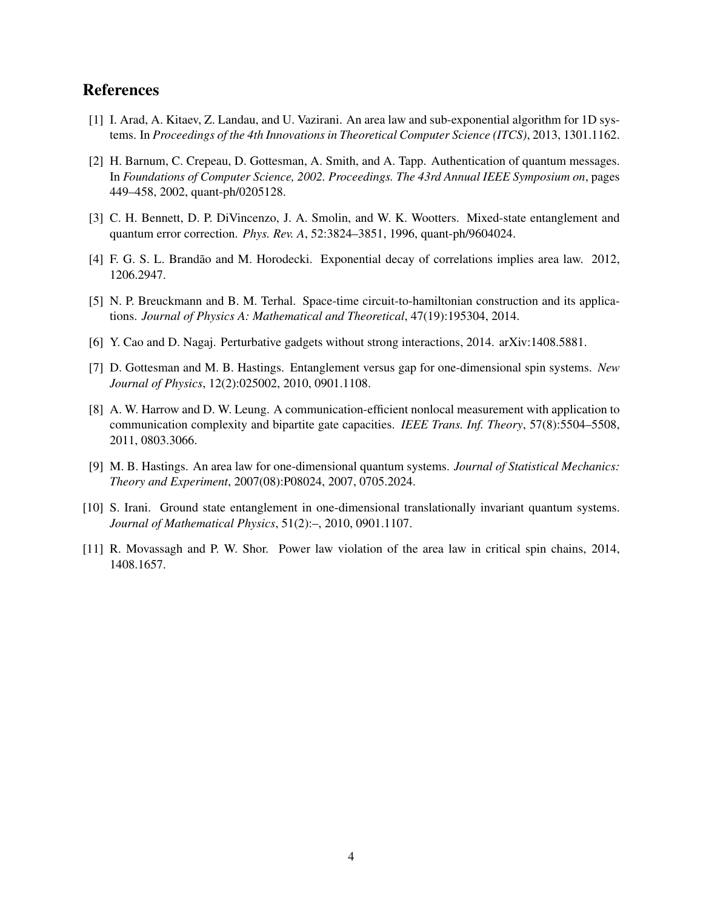## References

[1] I. Arad, A. Kitaev, Z. Landau, and U. Vazirani. An area law and sub-exponential algorithm for 1D systems. In *Proceedings of the 4th Innovations in Theoretical Computer Science (ITCS)*, 2013, 1301.1162.

[2] H. Barnum, C. Crepeau, D. Gottesman, A. Smith, and A. Tapp. Authentication of quantum messages. In *Foundations of Computer Science, 2002. Proceedings. The 43rd Annual IEEE Symposium on*, pages 449–458, 2002, quant-ph/0205128.

[3] C. H. Bennett, D. P. DiVincenzo, J. A. Smolin, and W. K. Wootters. Mixed-state entanglement and quantum error correction. *Phys. Rev. A*, 52:3824–3851, 1996, quant-ph/9604024.

[4] F. G. S. L. Brandão and M. Horodecki. Exponential decay of correlations implies area law. 2012, 1206.2947.

[5] N. P. Breuckmann and B. M. Terhal. Space-time circuit-to-hamiltonian construction and its applications. *Journal of Physics A: Mathematical and Theoretical*, 47(19):195304, 2014.

[6] Y. Cao and D. Nagaj. Perturbative gadgets without strong interactions, 2014. arXiv:1408.5881.

[7] D. Gottesman and M. B. Hastings. Entanglement versus gap for one-dimensional spin systems. *New Journal of Physics*, 12(2):025002, 2010, 0901.1108.

[8] A. W. Harrow and D. W. Leung. A communication-efficient nonlocal measurement with application to communication complexity and bipartite gate capacities. *IEEE Trans. Inf. Theory*, 57(8):5504–5508, 2011, 0803.3066.

[9] M. B. Hastings. An area law for one-dimensional quantum systems. *Journal of Statistical Mechanics: Theory and Experiment*, 2007(08):P08024, 2007, 0705.2024.

[10] S. Irani. Ground state entanglement in one-dimensional translationally invariant quantum systems. *Journal of Mathematical Physics*, 51(2):–, 2010, 0901.1107.

[11] R. Movassagh and P. W. Shor. Power law violation of the area law in critical spin chains, 2014, 1408.1657.